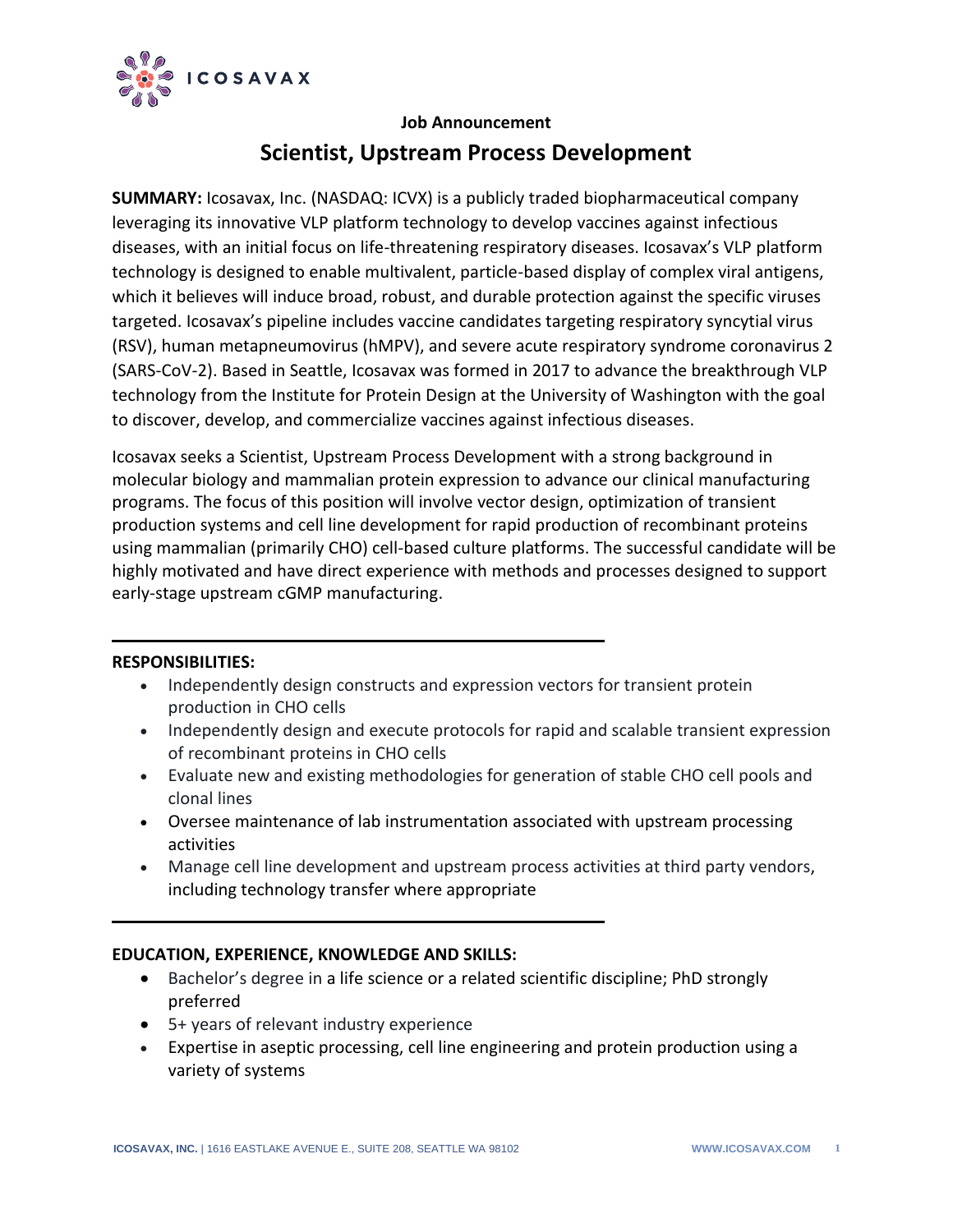ICOSAVAX

**Job Announcement**

# Scientist, Upstream Process Development

**SUMMARY:** Icosavax, Inc. (NASDAQ: ICVX) is a publicly traded biopharmaceutical company leveraging its innovative VLP platform technology to develop vaccines against infectious diseases, with an initial focus on life-threatening respiratory diseases. Icosavax's VLP platform technology is designed to enable multivalent, particle-based display of complex viral antigens, which it believes will induce broad, robust, and durable protection against the specific viruses targeted. Icosavax's pipeline includes vaccine candidates targeting respiratory syncytial virus (RSV), human metapneumovirus (hMPV), and severe acute respiratory syndrome coronavirus 2 (SARS-CoV-2). Based in Seattle, Icosavax was formed in 2017 to advance the breakthrough VLP technology from the Institute for Protein Design at the University of Washington with the goal to discover, develop, and commercialize vaccines against infectious diseases.

Icosavax seeks a Scientist, Upstream Process Development with a strong background in molecular biology and mammalian protein expression to advance our clinical manufacturing programs. The focus of this position will involve vector design, optimization of transient production systems and cell line development for rapid production of recombinant proteins using mammalian (primarily CHO) cell-based culture platforms. The successful candidate will be highly motivated and have direct experience with methods and processes designed to support early-stage upstream cGMP manufacturing.

---

**RESPONSIBILITIES:**

- Independently design constructs and expression vectors for transient protein production in CHO cells
- Independently design and execute protocols for rapid and scalable transient expression of recombinant proteins in CHO cells
- Evaluate new and existing methodologies for generation of stable CHO cell pools and clonal lines
- Oversee maintenance of lab instrumentation associated with upstream processing activities
- Manage cell line development and upstream process activities at third party vendors, including technology transfer where appropriate

---

**EDUCATION, EXPERIENCE, KNOWLEDGE AND SKILLS:**

- Bachelor's degree in a life science or a related scientific discipline; PhD strongly preferred
- 5+ years of relevant industry experience
- Expertise in aseptic processing, cell line engineering and protein production using a variety of systems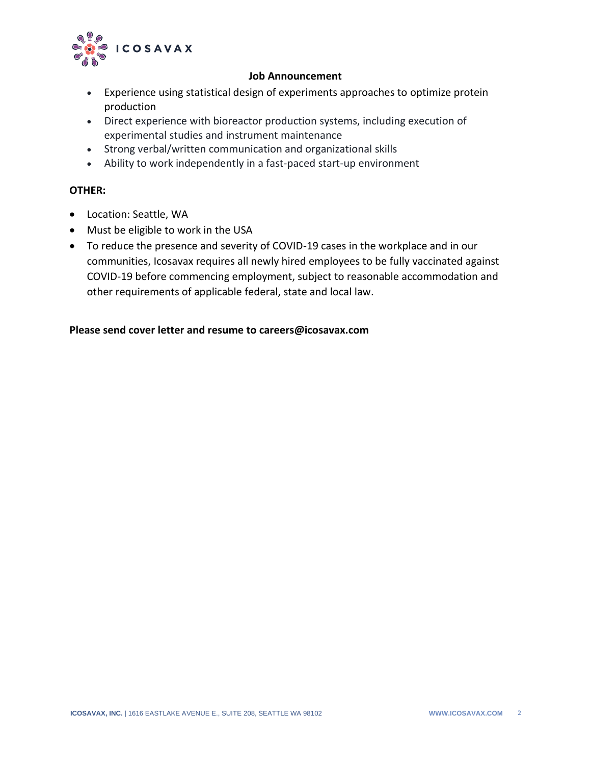**Job Announcement**

- Experience using statistical design of experiments approaches to optimize protein production
- Direct experience with bioreactor production systems, including execution of experimental studies and instrument maintenance
- Strong verbal/written communication and organizational skills
- Ability to work independently in a fast-paced start-up environment

**OTHER:**

- Location: Seattle, WA
- Must be eligible to work in the USA
- To reduce the presence and severity of COVID-19 cases in the workplace and in our communities, Icosavax requires all newly hired employees to be fully vaccinated against COVID-19 before commencing employment, subject to reasonable accommodation and other requirements of applicable federal, state and local law.

**Please send cover letter and resume to careers@icosavax.com**